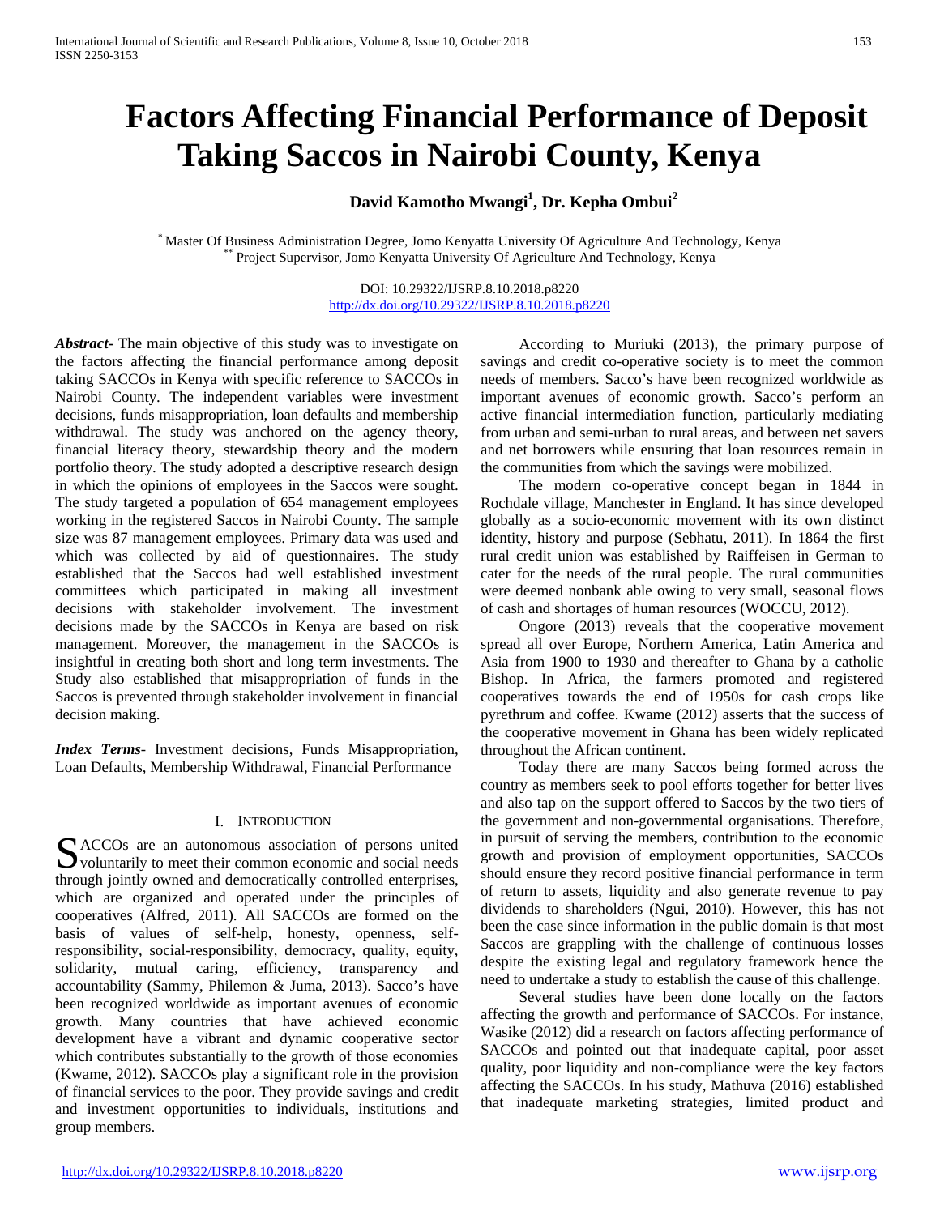# Factors Affecting Financial Performance of Deposit Taking Saccos in Nairobi County, Kenya

**David Kamotho Mwangi[1], Dr. Kepha Ombui[2]**

[*] Master Of Business Administration Degree, Jomo Kenyatta University Of Agriculture And Technology, Kenya
[**] Project Supervisor, Jomo Kenyatta University Of Agriculture And Technology, Kenya

DOI: 10.29322/IJSRP.8.10.2018.p8220
http://dx.doi.org/10.29322/IJSRP.8.10.2018.p8220

***Abstract***- The main objective of this study was to investigate on the factors affecting the financial performance among deposit taking SACCOs in Kenya with specific reference to SACCOs in Nairobi County. The independent variables were investment decisions, funds misappropriation, loan defaults and membership withdrawal. The study was anchored on the agency theory, financial literacy theory, stewardship theory and the modern portfolio theory. The study adopted a descriptive research design in which the opinions of employees in the Saccos were sought. The study targeted a population of 654 management employees working in the registered Saccos in Nairobi County. The sample size was 87 management employees. Primary data was used and which was collected by aid of questionnaires. The study established that the Saccos had well established investment committees which participated in making all investment decisions with stakeholder involvement. The investment decisions made by the SACCOs in Kenya are based on risk management. Moreover, the management in the SACCOs is insightful in creating both short and long term investments. The Study also established that misappropriation of funds in the Saccos is prevented through stakeholder involvement in financial decision making.

***Index Terms***- Investment decisions, Funds Misappropriation, Loan Defaults, Membership Withdrawal, Financial Performance

## I. Introduction

SACCOs are an autonomous association of persons united voluntarily to meet their common economic and social needs through jointly owned and democratically controlled enterprises, which are organized and operated under the principles of cooperatives (Alfred, 2011). All SACCOs are formed on the basis of values of self-help, honesty, openness, self-responsibility, social-responsibility, democracy, quality, equity, solidarity, mutual caring, efficiency, transparency and accountability (Sammy, Philemon & Juma, 2013). Sacco's have been recognized worldwide as important avenues of economic growth. Many countries that have achieved economic development have a vibrant and dynamic cooperative sector which contributes substantially to the growth of those economies (Kwame, 2012). SACCOs play a significant role in the provision of financial services to the poor. They provide savings and credit and investment opportunities to individuals, institutions and group members.

According to Muriuki (2013), the primary purpose of savings and credit co-operative society is to meet the common needs of members. Sacco's have been recognized worldwide as important avenues of economic growth. Sacco's perform an active financial intermediation function, particularly mediating from urban and semi-urban to rural areas, and between net savers and net borrowers while ensuring that loan resources remain in the communities from which the savings were mobilized.

The modern co-operative concept began in 1844 in Rochdale village, Manchester in England. It has since developed globally as a socio-economic movement with its own distinct identity, history and purpose (Sebhatu, 2011). In 1864 the first rural credit union was established by Raiffeisen in German to cater for the needs of the rural people. The rural communities were deemed nonbank able owing to very small, seasonal flows of cash and shortages of human resources (WOCCU, 2012).

Ongore (2013) reveals that the cooperative movement spread all over Europe, Northern America, Latin America and Asia from 1900 to 1930 and thereafter to Ghana by a catholic Bishop. In Africa, the farmers promoted and registered cooperatives towards the end of 1950s for cash crops like pyrethrum and coffee. Kwame (2012) asserts that the success of the cooperative movement in Ghana has been widely replicated throughout the African continent.

Today there are many Saccos being formed across the country as members seek to pool efforts together for better lives and also tap on the support offered to Saccos by the two tiers of the government and non-governmental organisations. Therefore, in pursuit of serving the members, contribution to the economic growth and provision of employment opportunities, SACCOs should ensure they record positive financial performance in term of return to assets, liquidity and also generate revenue to pay dividends to shareholders (Ngui, 2010). However, this has not been the case since information in the public domain is that most Saccos are grappling with the challenge of continuous losses despite the existing legal and regulatory framework hence the need to undertake a study to establish the cause of this challenge.

Several studies have been done locally on the factors affecting the growth and performance of SACCOs. For instance, Wasike (2012) did a research on factors affecting performance of SACCOs and pointed out that inadequate capital, poor asset quality, poor liquidity and non-compliance were the key factors affecting the SACCOs. In his study, Mathuva (2016) established that inadequate marketing strategies, limited product and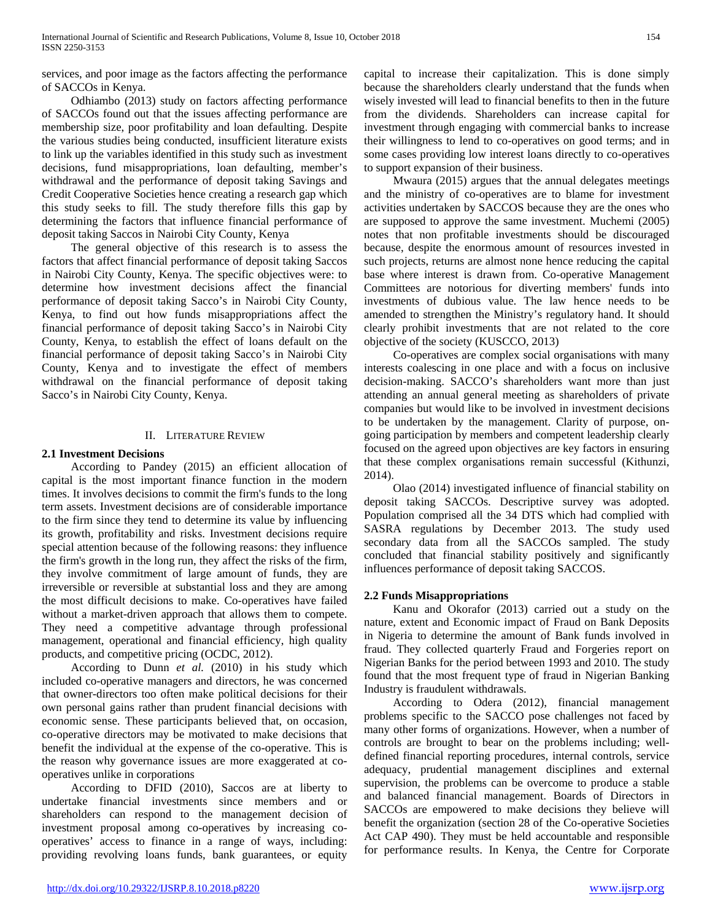services, and poor image as the factors affecting the performance of SACCOs in Kenya.

Odhiambo (2013) study on factors affecting performance of SACCOs found out that the issues affecting performance are membership size, poor profitability and loan defaulting. Despite the various studies being conducted, insufficient literature exists to link up the variables identified in this study such as investment decisions, fund misappropriations, loan defaulting, member's withdrawal and the performance of deposit taking Savings and Credit Cooperative Societies hence creating a research gap which this study seeks to fill. The study therefore fills this gap by determining the factors that influence financial performance of deposit taking Saccos in Nairobi City County, Kenya

The general objective of this research is to assess the factors that affect financial performance of deposit taking Saccos in Nairobi City County, Kenya. The specific objectives were: to determine how investment decisions affect the financial performance of deposit taking Sacco's in Nairobi City County, Kenya, to find out how funds misappropriations affect the financial performance of deposit taking Sacco's in Nairobi City County, Kenya, to establish the effect of loans default on the financial performance of deposit taking Sacco's in Nairobi City County, Kenya and to investigate the effect of members withdrawal on the financial performance of deposit taking Sacco's in Nairobi City County, Kenya.

## II. Literature Review

### 2.1 Investment Decisions

According to Pandey (2015) an efficient allocation of capital is the most important finance function in the modern times. It involves decisions to commit the firm's funds to the long term assets. Investment decisions are of considerable importance to the firm since they tend to determine its value by influencing its growth, profitability and risks. Investment decisions require special attention because of the following reasons: they influence the firm's growth in the long run, they affect the risks of the firm, they involve commitment of large amount of funds, they are irreversible or reversible at substantial loss and they are among the most difficult decisions to make. Co-operatives have failed without a market-driven approach that allows them to compete. They need a competitive advantage through professional management, operational and financial efficiency, high quality products, and competitive pricing (OCDC, 2012).

According to Dunn *et al.* (2010) in his study which included co-operative managers and directors, he was concerned that owner-directors too often make political decisions for their own personal gains rather than prudent financial decisions with economic sense. These participants believed that, on occasion, co-operative directors may be motivated to make decisions that benefit the individual at the expense of the co-operative. This is the reason why governance issues are more exaggerated at co-operatives unlike in corporations

According to DFID (2010), Saccos are at liberty to undertake financial investments since members and or shareholders can respond to the management decision of investment proposal among co-operatives by increasing co-operatives' access to finance in a range of ways, including: providing revolving loans funds, bank guarantees, or equity capital to increase their capitalization. This is done simply because the shareholders clearly understand that the funds when wisely invested will lead to financial benefits to then in the future from the dividends. Shareholders can increase capital for investment through engaging with commercial banks to increase their willingness to lend to co-operatives on good terms; and in some cases providing low interest loans directly to co-operatives to support expansion of their business.

Mwaura (2015) argues that the annual delegates meetings and the ministry of co-operatives are to blame for investment activities undertaken by SACCOS because they are the ones who are supposed to approve the same investment. Muchemi (2005) notes that non profitable investments should be discouraged because, despite the enormous amount of resources invested in such projects, returns are almost none hence reducing the capital base where interest is drawn from. Co-operative Management Committees are notorious for diverting members' funds into investments of dubious value. The law hence needs to be amended to strengthen the Ministry's regulatory hand. It should clearly prohibit investments that are not related to the core objective of the society (KUSCCO, 2013)

Co-operatives are complex social organisations with many interests coalescing in one place and with a focus on inclusive decision-making. SACCO's shareholders want more than just attending an annual general meeting as shareholders of private companies but would like to be involved in investment decisions to be undertaken by the management. Clarity of purpose, on-going participation by members and competent leadership clearly focused on the agreed upon objectives are key factors in ensuring that these complex organisations remain successful (Kithunzi, 2014).

Olao (2014) investigated influence of financial stability on deposit taking SACCOs. Descriptive survey was adopted. Population comprised all the 34 DTS which had complied with SASRA regulations by December 2013. The study used secondary data from all the SACCOs sampled. The study concluded that financial stability positively and significantly influences performance of deposit taking SACCOS.

### 2.2 Funds Misappropriations

Kanu and Okorafor (2013) carried out a study on the nature, extent and Economic impact of Fraud on Bank Deposits in Nigeria to determine the amount of Bank funds involved in fraud. They collected quarterly Fraud and Forgeries report on Nigerian Banks for the period between 1993 and 2010. The study found that the most frequent type of fraud in Nigerian Banking Industry is fraudulent withdrawals.

According to Odera (2012), financial management problems specific to the SACCO pose challenges not faced by many other forms of organizations. However, when a number of controls are brought to bear on the problems including; well-defined financial reporting procedures, internal controls, service adequacy, prudential management disciplines and external supervision, the problems can be overcome to produce a stable and balanced financial management. Boards of Directors in SACCOs are empowered to make decisions they believe will benefit the organization (section 28 of the Co-operative Societies Act CAP 490). They must be held accountable and responsible for performance results. In Kenya, the Centre for Corporate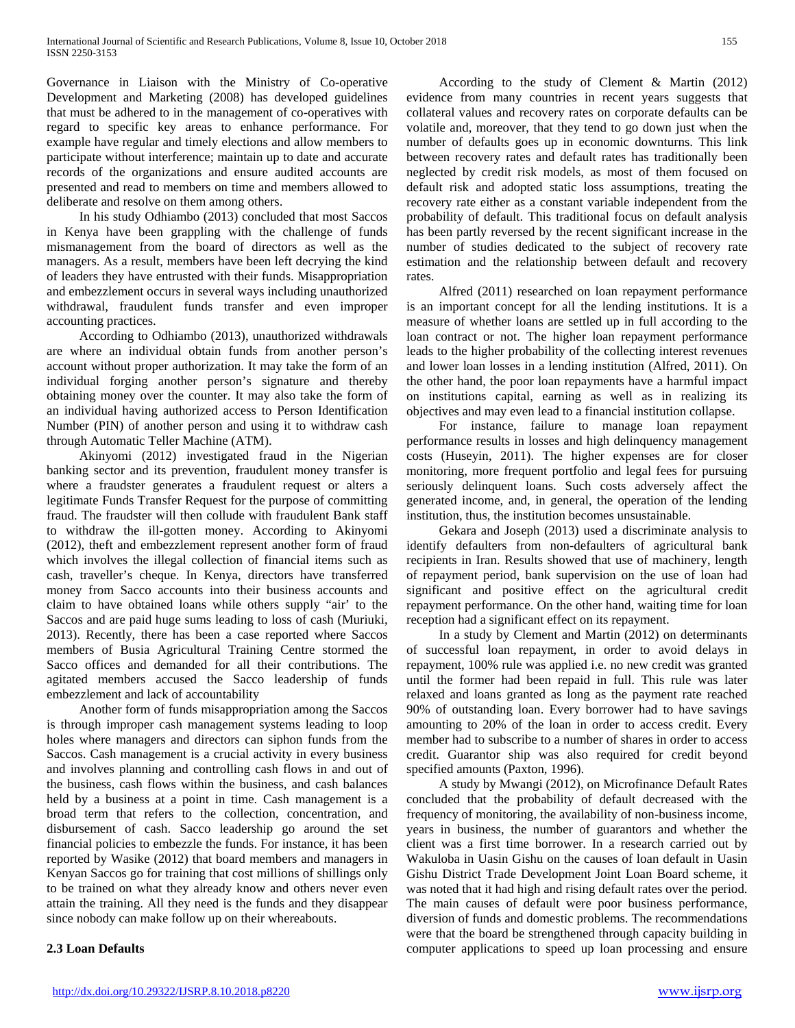Governance in Liaison with the Ministry of Co-operative Development and Marketing (2008) has developed guidelines that must be adhered to in the management of co-operatives with regard to specific key areas to enhance performance. For example have regular and timely elections and allow members to participate without interference; maintain up to date and accurate records of the organizations and ensure audited accounts are presented and read to members on time and members allowed to deliberate and resolve on them among others.

In his study Odhiambo (2013) concluded that most Saccos in Kenya have been grappling with the challenge of funds mismanagement from the board of directors as well as the managers. As a result, members have been left decrying the kind of leaders they have entrusted with their funds. Misappropriation and embezzlement occurs in several ways including unauthorized withdrawal, fraudulent funds transfer and even improper accounting practices.

According to Odhiambo (2013), unauthorized withdrawals are where an individual obtain funds from another person's account without proper authorization. It may take the form of an individual forging another person's signature and thereby obtaining money over the counter. It may also take the form of an individual having authorized access to Person Identification Number (PIN) of another person and using it to withdraw cash through Automatic Teller Machine (ATM).

Akinyomi (2012) investigated fraud in the Nigerian banking sector and its prevention, fraudulent money transfer is where a fraudster generates a fraudulent request or alters a legitimate Funds Transfer Request for the purpose of committing fraud. The fraudster will then collude with fraudulent Bank staff to withdraw the ill-gotten money. According to Akinyomi (2012), theft and embezzlement represent another form of fraud which involves the illegal collection of financial items such as cash, traveller's cheque. In Kenya, directors have transferred money from Sacco accounts into their business accounts and claim to have obtained loans while others supply "air' to the Saccos and are paid huge sums leading to loss of cash (Muriuki, 2013). Recently, there has been a case reported where Saccos members of Busia Agricultural Training Centre stormed the Sacco offices and demanded for all their contributions. The agitated members accused the Sacco leadership of funds embezzlement and lack of accountability

Another form of funds misappropriation among the Saccos is through improper cash management systems leading to loop holes where managers and directors can siphon funds from the Saccos. Cash management is a crucial activity in every business and involves planning and controlling cash flows in and out of the business, cash flows within the business, and cash balances held by a business at a point in time. Cash management is a broad term that refers to the collection, concentration, and disbursement of cash. Sacco leadership go around the set financial policies to embezzle the funds. For instance, it has been reported by Wasike (2012) that board members and managers in Kenyan Saccos go for training that cost millions of shillings only to be trained on what they already know and others never even attain the training. All they need is the funds and they disappear since nobody can make follow up on their whereabouts.

## 2.3 Loan Defaults

According to the study of Clement & Martin (2012) evidence from many countries in recent years suggests that collateral values and recovery rates on corporate defaults can be volatile and, moreover, that they tend to go down just when the number of defaults goes up in economic downturns. This link between recovery rates and default rates has traditionally been neglected by credit risk models, as most of them focused on default risk and adopted static loss assumptions, treating the recovery rate either as a constant variable independent from the probability of default. This traditional focus on default analysis has been partly reversed by the recent significant increase in the number of studies dedicated to the subject of recovery rate estimation and the relationship between default and recovery rates.

Alfred (2011) researched on loan repayment performance is an important concept for all the lending institutions. It is a measure of whether loans are settled up in full according to the loan contract or not. The higher loan repayment performance leads to the higher probability of the collecting interest revenues and lower loan losses in a lending institution (Alfred, 2011). On the other hand, the poor loan repayments have a harmful impact on institutions capital, earning as well as in realizing its objectives and may even lead to a financial institution collapse.

For instance, failure to manage loan repayment performance results in losses and high delinquency management costs (Huseyin, 2011). The higher expenses are for closer monitoring, more frequent portfolio and legal fees for pursuing seriously delinquent loans. Such costs adversely affect the generated income, and, in general, the operation of the lending institution, thus, the institution becomes unsustainable.

Gekara and Joseph (2013) used a discriminate analysis to identify defaulters from non-defaulters of agricultural bank recipients in Iran. Results showed that use of machinery, length of repayment period, bank supervision on the use of loan had significant and positive effect on the agricultural credit repayment performance. On the other hand, waiting time for loan reception had a significant effect on its repayment.

In a study by Clement and Martin (2012) on determinants of successful loan repayment, in order to avoid delays in repayment, 100% rule was applied i.e. no new credit was granted until the former had been repaid in full. This rule was later relaxed and loans granted as long as the payment rate reached 90% of outstanding loan. Every borrower had to have savings amounting to 20% of the loan in order to access credit. Every member had to subscribe to a number of shares in order to access credit. Guarantor ship was also required for credit beyond specified amounts (Paxton, 1996).

A study by Mwangi (2012), on Microfinance Default Rates concluded that the probability of default decreased with the frequency of monitoring, the availability of non-business income, years in business, the number of guarantors and whether the client was a first time borrower. In a research carried out by Wakuloba in Uasin Gishu on the causes of loan default in Uasin Gishu District Trade Development Joint Loan Board scheme, it was noted that it had high and rising default rates over the period. The main causes of default were poor business performance, diversion of funds and domestic problems. The recommendations were that the board be strengthened through capacity building in computer applications to speed up loan processing and ensure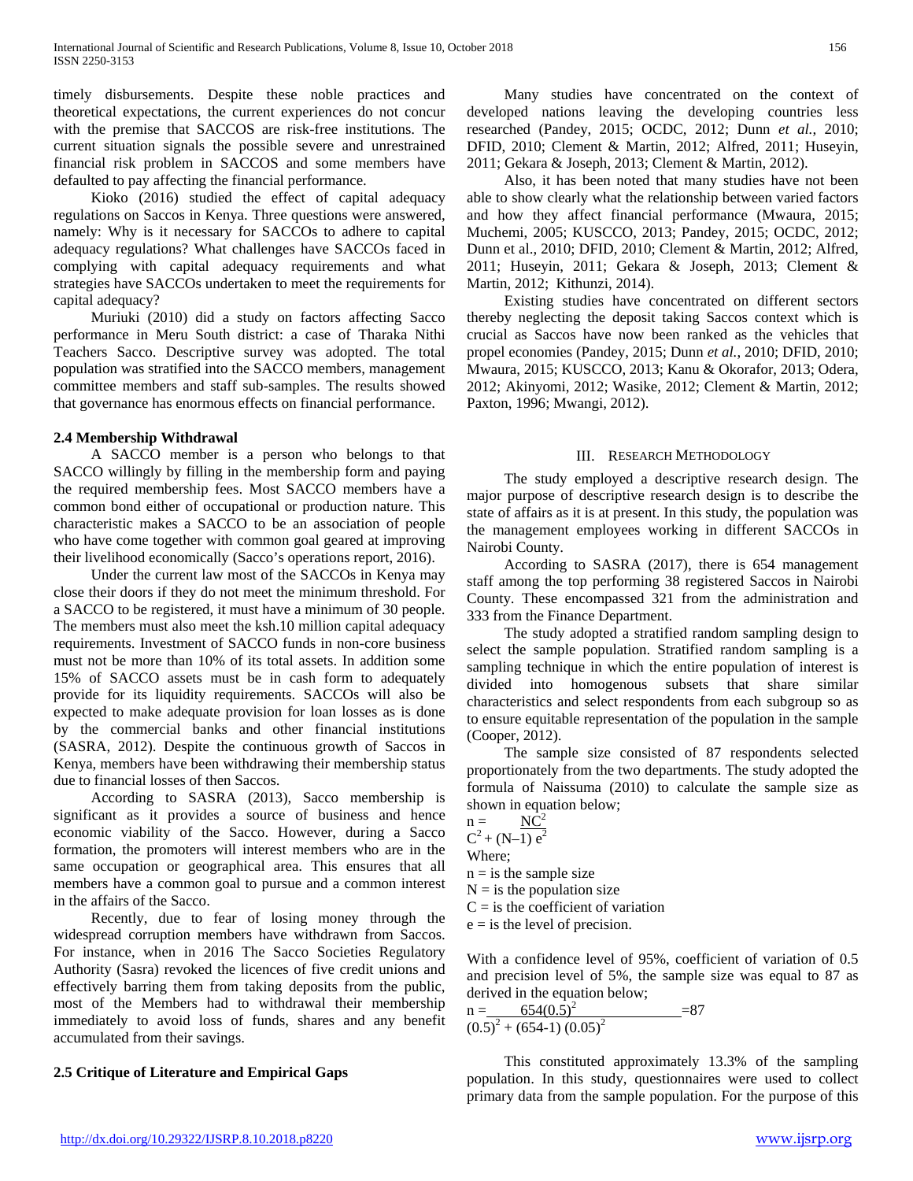timely disbursements. Despite these noble practices and theoretical expectations, the current experiences do not concur with the premise that SACCOS are risk-free institutions. The current situation signals the possible severe and unrestrained financial risk problem in SACCOS and some members have defaulted to pay affecting the financial performance.

Kioko (2016) studied the effect of capital adequacy regulations on Saccos in Kenya. Three questions were answered, namely: Why is it necessary for SACCOs to adhere to capital adequacy regulations? What challenges have SACCOs faced in complying with capital adequacy requirements and what strategies have SACCOs undertaken to meet the requirements for capital adequacy?

Muriuki (2010) did a study on factors affecting Sacco performance in Meru South district: a case of Tharaka Nithi Teachers Sacco. Descriptive survey was adopted. The total population was stratified into the SACCO members, management committee members and staff sub-samples. The results showed that governance has enormous effects on financial performance.

### 2.4 Membership Withdrawal

A SACCO member is a person who belongs to that SACCO willingly by filling in the membership form and paying the required membership fees. Most SACCO members have a common bond either of occupational or production nature. This characteristic makes a SACCO to be an association of people who have come together with common goal geared at improving their livelihood economically (Sacco's operations report, 2016).

Under the current law most of the SACCOs in Kenya may close their doors if they do not meet the minimum threshold. For a SACCO to be registered, it must have a minimum of 30 people. The members must also meet the ksh.10 million capital adequacy requirements. Investment of SACCO funds in non-core business must not be more than 10% of its total assets. In addition some 15% of SACCO assets must be in cash form to adequately provide for its liquidity requirements. SACCOs will also be expected to make adequate provision for loan losses as is done by the commercial banks and other financial institutions (SASRA, 2012). Despite the continuous growth of Saccos in Kenya, members have been withdrawing their membership status due to financial losses of then Saccos.

According to SASRA (2013), Sacco membership is significant as it provides a source of business and hence economic viability of the Sacco. However, during a Sacco formation, the promoters will interest members who are in the same occupation or geographical area. This ensures that all members have a common goal to pursue and a common interest in the affairs of the Sacco.

Recently, due to fear of losing money through the widespread corruption members have withdrawn from Saccos. For instance, when in 2016 The Sacco Societies Regulatory Authority (Sasra) revoked the licences of five credit unions and effectively barring them from taking deposits from the public, most of the Members had to withdrawal their membership immediately to avoid loss of funds, shares and any benefit accumulated from their savings.

### 2.5 Critique of Literature and Empirical Gaps

Many studies have concentrated on the context of developed nations leaving the developing countries less researched (Pandey, 2015; OCDC, 2012; Dunn *et al.*, 2010; DFID, 2010; Clement & Martin, 2012; Alfred, 2011; Huseyin, 2011; Gekara & Joseph, 2013; Clement & Martin, 2012).

Also, it has been noted that many studies have not been able to show clearly what the relationship between varied factors and how they affect financial performance (Mwaura, 2015; Muchemi, 2005; KUSCCO, 2013; Pandey, 2015; OCDC, 2012; Dunn et al., 2010; DFID, 2010; Clement & Martin, 2012; Alfred, 2011; Huseyin, 2011; Gekara & Joseph, 2013; Clement & Martin, 2012; Kithunzi, 2014).

Existing studies have concentrated on different sectors thereby neglecting the deposit taking Saccos context which is crucial as Saccos have now been ranked as the vehicles that propel economies (Pandey, 2015; Dunn *et al.*, 2010; DFID, 2010; Mwaura, 2015; KUSCCO, 2013; Kanu & Okorafor, 2013; Odera, 2012; Akinyomi, 2012; Wasike, 2012; Clement & Martin, 2012; Paxton, 1996; Mwangi, 2012).

## III. Research Methodology

The study employed a descriptive research design. The major purpose of descriptive research design is to describe the state of affairs as it is at present. In this study, the population was the management employees working in different SACCOs in Nairobi County.

According to SASRA (2017), there is 654 management staff among the top performing 38 registered Saccos in Nairobi County. These encompassed 321 from the administration and 333 from the Finance Department.

The study adopted a stratified random sampling design to select the sample population. Stratified random sampling is a sampling technique in which the entire population of interest is divided into homogenous subsets that share similar characteristics and select respondents from each subgroup so as to ensure equitable representation of the population in the sample (Cooper, 2012).

The sample size consisted of 87 respondents selected proportionately from the two departments. The study adopted the formula of Naissuma (2010) to calculate the sample size as shown in equation below;

$$n = \frac{NC^2}{C^2 + (N-1)e^2}$$

Where;

$n$ = is the sample size

$N$ = is the population size

$C$ = is the coefficient of variation

$e$ = is the level of precision.

With a confidence level of 95%, coefficient of variation of 0.5 and precision level of 5%, the sample size was equal to 87 as derived in the equation below;

$$n = \frac{654(0.5)^2}{(0.5)^2 + (654-1)(0.05)^2} = 87$$

This constituted approximately 13.3% of the sampling population. In this study, questionnaires were used to collect primary data from the sample population. For the purpose of this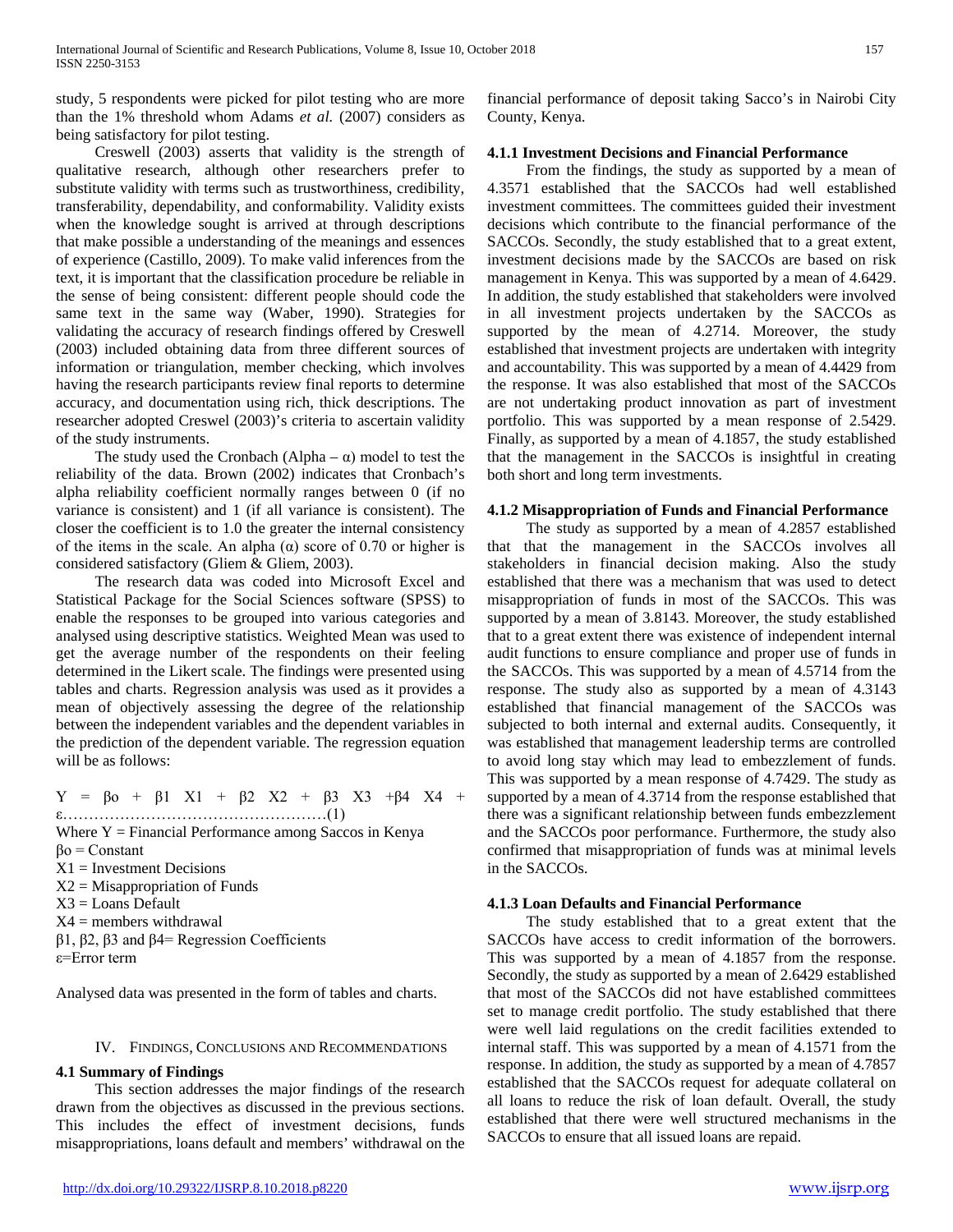study, 5 respondents were picked for pilot testing who are more than the 1% threshold whom Adams *et al.* (2007) considers as being satisfactory for pilot testing.

Creswell (2003) asserts that validity is the strength of qualitative research, although other researchers prefer to substitute validity with terms such as trustworthiness, credibility, transferability, dependability, and conformability. Validity exists when the knowledge sought is arrived at through descriptions that make possible a understanding of the meanings and essences of experience (Castillo, 2009). To make valid inferences from the text, it is important that the classification procedure be reliable in the sense of being consistent: different people should code the same text in the same way (Waber, 1990). Strategies for validating the accuracy of research findings offered by Creswell (2003) included obtaining data from three different sources of information or triangulation, member checking, which involves having the research participants review final reports to determine accuracy, and documentation using rich, thick descriptions. The researcher adopted Creswel (2003)'s criteria to ascertain validity of the study instruments.

The study used the Cronbach (Alpha – α) model to test the reliability of the data. Brown (2002) indicates that Cronbach's alpha reliability coefficient normally ranges between 0 (if no variance is consistent) and 1 (if all variance is consistent). The closer the coefficient is to 1.0 the greater the internal consistency of the items in the scale. An alpha (α) score of 0.70 or higher is considered satisfactory (Gliem & Gliem, 2003).

The research data was coded into Microsoft Excel and Statistical Package for the Social Sciences software (SPSS) to enable the responses to be grouped into various categories and analysed using descriptive statistics. Weighted Mean was used to get the average number of the respondents on their feeling determined in the Likert scale. The findings were presented using tables and charts. Regression analysis was used as it provides a mean of objectively assessing the degree of the relationship between the independent variables and the dependent variables in the prediction of the dependent variable. The regression equation will be as follows:

$$Y = \beta o + \beta 1\ X1 + \beta 2\ X2 + \beta 3\ X3 + \beta 4\ X4 + \varepsilon \ldots\ldots\ldots\ldots\ldots\ldots\ldots\ldots\ldots\ldots\ldots\ldots\ldots\ldots\ldots\ldots (1)$$

Where Y = Financial Performance among Saccos in Kenya
$\beta o$ = Constant
X1 = Investment Decisions
X2 = Misappropriation of Funds
X3 = Loans Default
X4 = members withdrawal
$\beta 1$, $\beta 2$, $\beta 3$ and $\beta 4$= Regression Coefficients
ε=Error term

Analysed data was presented in the form of tables and charts.

## IV. Findings, Conclusions and Recommendations

### 4.1 Summary of Findings

This section addresses the major findings of the research drawn from the objectives as discussed in the previous sections. This includes the effect of investment decisions, funds misappropriations, loans default and members' withdrawal on the financial performance of deposit taking Sacco's in Nairobi City County, Kenya.

#### 4.1.1 Investment Decisions and Financial Performance

From the findings, the study as supported by a mean of 4.3571 established that the SACCOs had well established investment committees. The committees guided their investment decisions which contribute to the financial performance of the SACCOs. Secondly, the study established that to a great extent, investment decisions made by the SACCOs are based on risk management in Kenya. This was supported by a mean of 4.6429. In addition, the study established that stakeholders were involved in all investment projects undertaken by the SACCOs as supported by the mean of 4.2714. Moreover, the study established that investment projects are undertaken with integrity and accountability. This was supported by a mean of 4.4429 from the response. It was also established that most of the SACCOs are not undertaking product innovation as part of investment portfolio. This was supported by a mean response of 2.5429. Finally, as supported by a mean of 4.1857, the study established that the management in the SACCOs is insightful in creating both short and long term investments.

#### 4.1.2 Misappropriation of Funds and Financial Performance

The study as supported by a mean of 4.2857 established that that the management in the SACCOs involves all stakeholders in financial decision making. Also the study established that there was a mechanism that was used to detect misappropriation of funds in most of the SACCOs. This was supported by a mean of 3.8143. Moreover, the study established that to a great extent there was existence of independent internal audit functions to ensure compliance and proper use of funds in the SACCOs. This was supported by a mean of 4.5714 from the response. The study also as supported by a mean of 4.3143 established that financial management of the SACCOs was subjected to both internal and external audits. Consequently, it was established that management leadership terms are controlled to avoid long stay which may lead to embezzlement of funds. This was supported by a mean response of 4.7429. The study as supported by a mean of 4.3714 from the response established that there was a significant relationship between funds embezzlement and the SACCOs poor performance. Furthermore, the study also confirmed that misappropriation of funds was at minimal levels in the SACCOs.

#### 4.1.3 Loan Defaults and Financial Performance

The study established that to a great extent that the SACCOs have access to credit information of the borrowers. This was supported by a mean of 4.1857 from the response. Secondly, the study as supported by a mean of 2.6429 established that most of the SACCOs did not have established committees set to manage credit portfolio. The study established that there were well laid regulations on the credit facilities extended to internal staff. This was supported by a mean of 4.1571 from the response. In addition, the study as supported by a mean of 4.7857 established that the SACCOs request for adequate collateral on all loans to reduce the risk of loan default. Overall, the study established that there were well structured mechanisms in the SACCOs to ensure that all issued loans are repaid.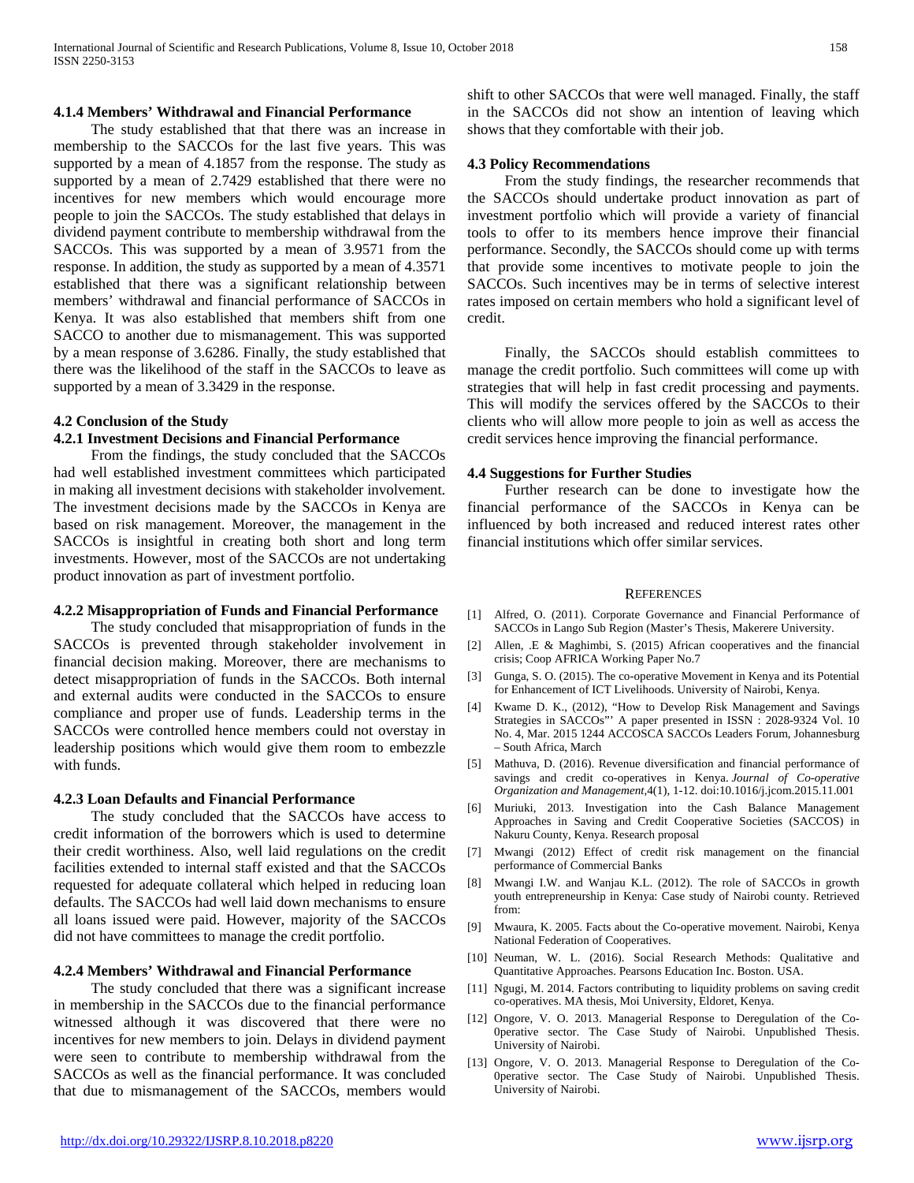### 4.1.4 Members' Withdrawal and Financial Performance

The study established that that there was an increase in membership to the SACCOs for the last five years. This was supported by a mean of 4.1857 from the response. The study as supported by a mean of 2.7429 established that there were no incentives for new members which would encourage more people to join the SACCOs. The study established that delays in dividend payment contribute to membership withdrawal from the SACCOs. This was supported by a mean of 3.9571 from the response. In addition, the study as supported by a mean of 4.3571 established that there was a significant relationship between members' withdrawal and financial performance of SACCOs in Kenya. It was also established that members shift from one SACCO to another due to mismanagement. This was supported by a mean response of 3.6286. Finally, the study established that there was the likelihood of the staff in the SACCOs to leave as supported by a mean of 3.3429 in the response.

## 4.2 Conclusion of the Study

### 4.2.1 Investment Decisions and Financial Performance

From the findings, the study concluded that the SACCOs had well established investment committees which participated in making all investment decisions with stakeholder involvement. The investment decisions made by the SACCOs in Kenya are based on risk management. Moreover, the management in the SACCOs is insightful in creating both short and long term investments. However, most of the SACCOs are not undertaking product innovation as part of investment portfolio.

### 4.2.2 Misappropriation of Funds and Financial Performance

The study concluded that misappropriation of funds in the SACCOs is prevented through stakeholder involvement in financial decision making. Moreover, there are mechanisms to detect misappropriation of funds in the SACCOs. Both internal and external audits were conducted in the SACCOs to ensure compliance and proper use of funds. Leadership terms in the SACCOs were controlled hence members could not overstay in leadership positions which would give them room to embezzle with funds.

### 4.2.3 Loan Defaults and Financial Performance

The study concluded that the SACCOs have access to credit information of the borrowers which is used to determine their credit worthiness. Also, well laid regulations on the credit facilities extended to internal staff existed and that the SACCOs requested for adequate collateral which helped in reducing loan defaults. The SACCOs had well laid down mechanisms to ensure all loans issued were paid. However, majority of the SACCOs did not have committees to manage the credit portfolio.

### 4.2.4 Members' Withdrawal and Financial Performance

The study concluded that there was a significant increase in membership in the SACCOs due to the financial performance witnessed although it was discovered that there were no incentives for new members to join. Delays in dividend payment were seen to contribute to membership withdrawal from the SACCOs as well as the financial performance. It was concluded that due to mismanagement of the SACCOs, members would shift to other SACCOs that were well managed. Finally, the staff in the SACCOs did not show an intention of leaving which shows that they comfortable with their job.

## 4.3 Policy Recommendations

From the study findings, the researcher recommends that the SACCOs should undertake product innovation as part of investment portfolio which will provide a variety of financial tools to offer to its members hence improve their financial performance. Secondly, the SACCOs should come up with terms that provide some incentives to motivate people to join the SACCOs. Such incentives may be in terms of selective interest rates imposed on certain members who hold a significant level of credit.

Finally, the SACCOs should establish committees to manage the credit portfolio. Such committees will come up with strategies that will help in fast credit processing and payments. This will modify the services offered by the SACCOs to their clients who will allow more people to join as well as access the credit services hence improving the financial performance.

## 4.4 Suggestions for Further Studies

Further research can be done to investigate how the financial performance of the SACCOs in Kenya can be influenced by both increased and reduced interest rates other financial institutions which offer similar services.

## REFERENCES

[1] Alfred, O. (2011). Corporate Governance and Financial Performance of SACCOs in Lango Sub Region (Master's Thesis, Makerere University.

[2] Allen, .E & Maghimbi, S. (2015) African cooperatives and the financial crisis; Coop AFRICA Working Paper No.7

[3] Gunga, S. O. (2015). The co-operative Movement in Kenya and its Potential for Enhancement of ICT Livelihoods. University of Nairobi, Kenya.

[4] Kwame D. K., (2012), "How to Develop Risk Management and Savings Strategies in SACCOs"' A paper presented in ISSN : 2028-9324 Vol. 10 No. 4, Mar. 2015 1244 ACCOSCA SACCOs Leaders Forum, Johannesburg – South Africa, March

[5] Mathuva, D. (2016). Revenue diversification and financial performance of savings and credit co-operatives in Kenya. *Journal of Co-operative Organization and Management*,4(1), 1-12. doi:10.1016/j.jcom.2015.11.001

[6] Muriuki, 2013. Investigation into the Cash Balance Management Approaches in Saving and Credit Cooperative Societies (SACCOS) in Nakuru County, Kenya. Research proposal

[7] Mwangi (2012) Effect of credit risk management on the financial performance of Commercial Banks

[8] Mwangi I.W. and Wanjau K.L. (2012). The role of SACCOs in growth youth entrepreneurship in Kenya: Case study of Nairobi county. Retrieved from:

[9] Mwaura, K. 2005. Facts about the Co-operative movement. Nairobi, Kenya National Federation of Cooperatives.

[10] Neuman, W. L. (2016). Social Research Methods: Qualitative and Quantitative Approaches. Pearsons Education Inc. Boston. USA.

[11] Ngugi, M. 2014. Factors contributing to liquidity problems on saving credit co-operatives. MA thesis, Moi University, Eldoret, Kenya.

[12] Ongore, V. O. 2013. Managerial Response to Deregulation of the Co-0perative sector. The Case Study of Nairobi. Unpublished Thesis. University of Nairobi.

[13] Ongore, V. O. 2013. Managerial Response to Deregulation of the Co-0perative sector. The Case Study of Nairobi. Unpublished Thesis. University of Nairobi.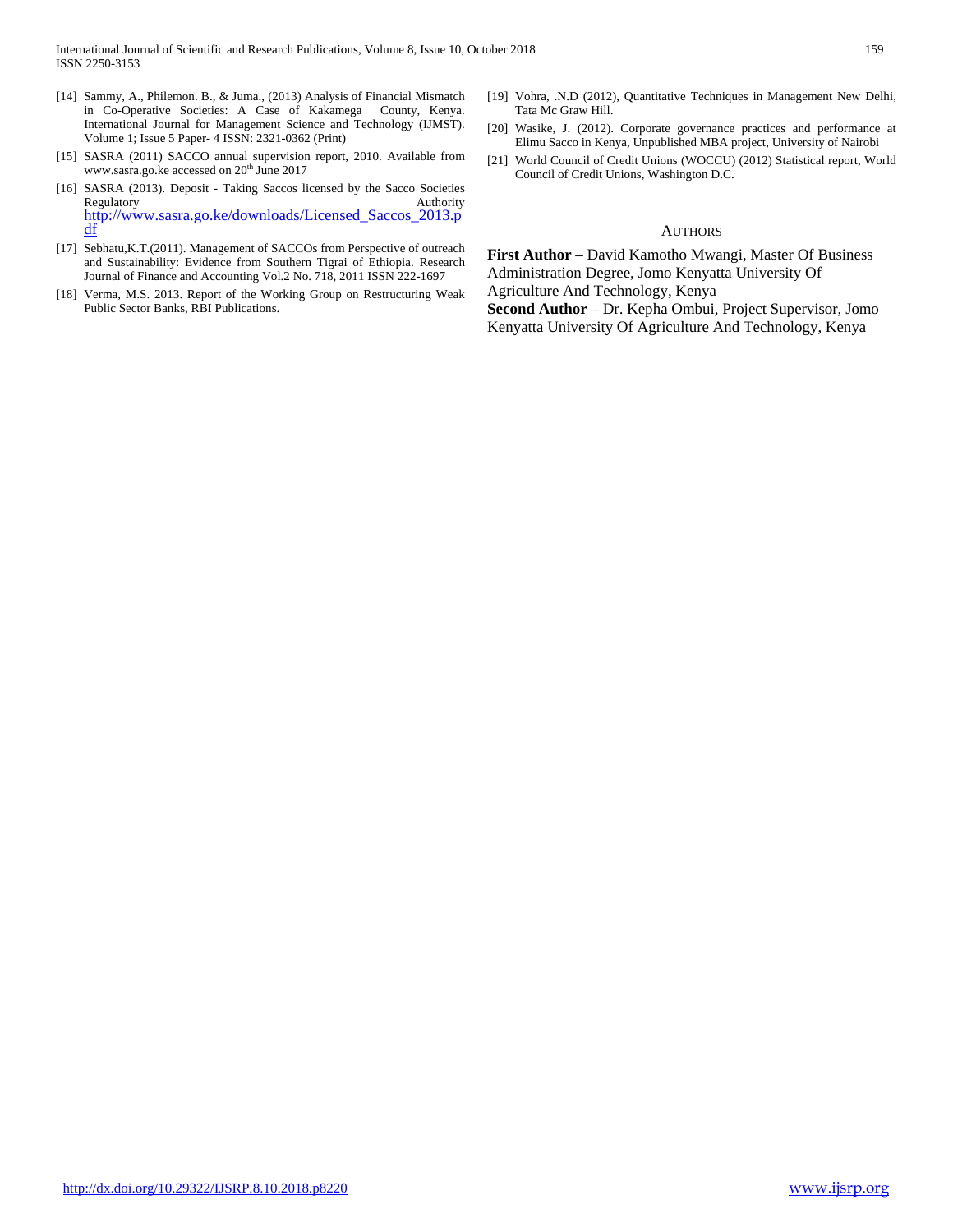[14] Sammy, A., Philemon. B., & Juma., (2013) Analysis of Financial Mismatch in Co-Operative Societies: A Case of Kakamega County, Kenya. International Journal for Management Science and Technology (IJMST). Volume 1; Issue 5 Paper- 4 ISSN: 2321-0362 (Print)

[15] SASRA (2011) SACCO annual supervision report, 2010. Available from www.sasra.go.ke accessed on 20th June 2017

[16] SASRA (2013). Deposit - Taking Saccos licensed by the Sacco Societies Regulatory Authority http://www.sasra.go.ke/downloads/Licensed_Saccos_2013.pdf

[17] Sebhatu,K.T.(2011). Management of SACCOs from Perspective of outreach and Sustainability: Evidence from Southern Tigrai of Ethiopia. Research Journal of Finance and Accounting Vol.2 No. 718, 2011 ISSN 222-1697

[18] Verma, M.S. 2013. Report of the Working Group on Restructuring Weak Public Sector Banks, RBI Publications.

[19] Vohra, .N.D (2012), Quantitative Techniques in Management New Delhi, Tata Mc Graw Hill.

[20] Wasike, J. (2012). Corporate governance practices and performance at Elimu Sacco in Kenya, Unpublished MBA project, University of Nairobi

[21] World Council of Credit Unions (WOCCU) (2012) Statistical report, World Council of Credit Unions, Washington D.C.

## AUTHORS

**First Author** – David Kamotho Mwangi, Master Of Business Administration Degree, Jomo Kenyatta University Of Agriculture And Technology, Kenya

**Second Author** – Dr. Kepha Ombui, Project Supervisor, Jomo Kenyatta University Of Agriculture And Technology, Kenya